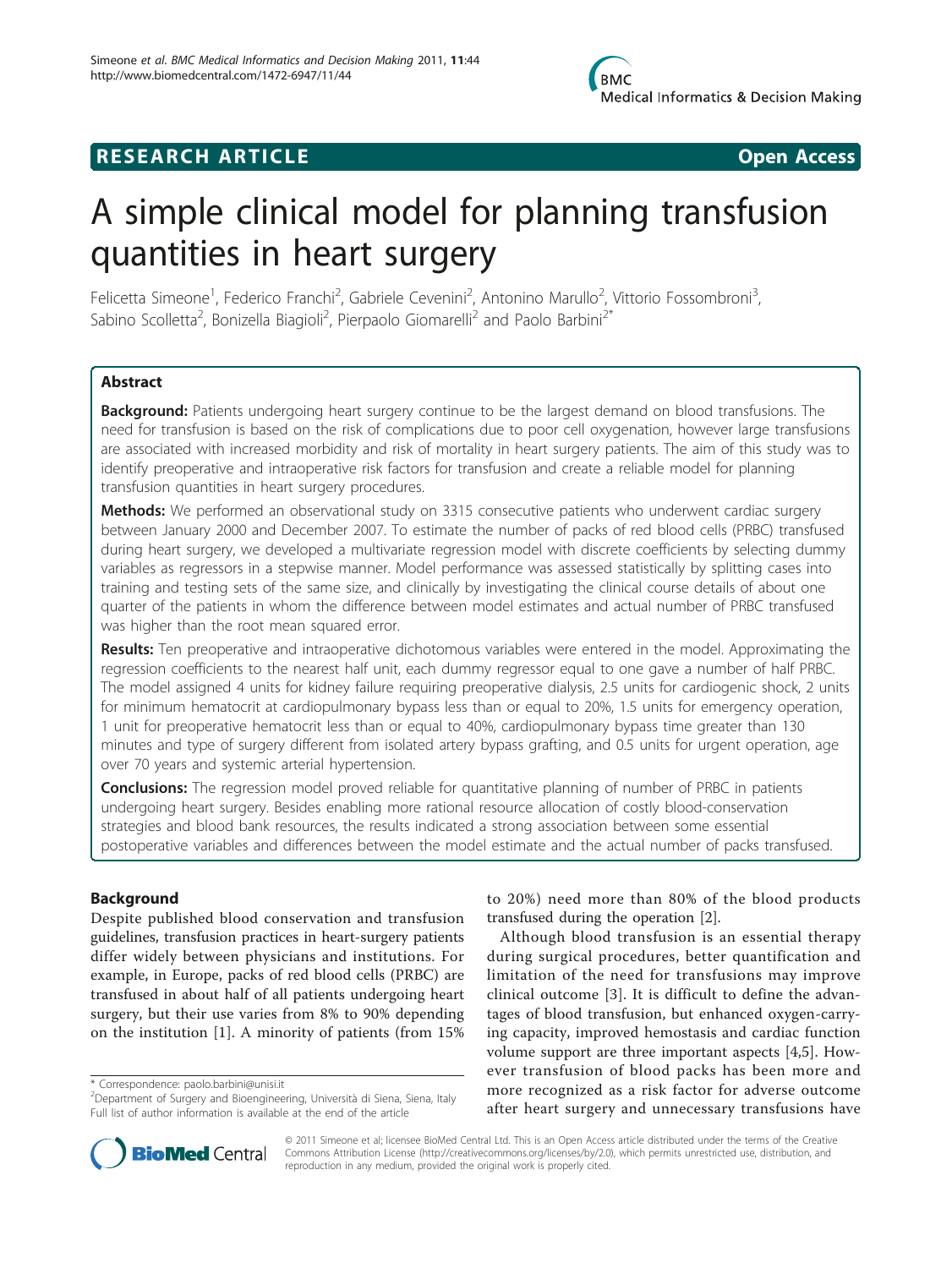**RESEARCH ARTICLE** **Open Access**

# A simple clinical model for planning transfusion quantities in heart surgery

Felicetta Simeone[1], Federico Franchi[2], Gabriele Cevenini[2], Antonino Marullo[2], Vittorio Fossombroni[3], Sabino Scolletta[2], Bonizella Biagioli[2], Pierpaolo Giomarelli[2] and Paolo Barbini[2*]

## Abstract

**Background:** Patients undergoing heart surgery continue to be the largest demand on blood transfusions. The need for transfusion is based on the risk of complications due to poor cell oxygenation, however large transfusions are associated with increased morbidity and risk of mortality in heart surgery patients. The aim of this study was to identify preoperative and intraoperative risk factors for transfusion and create a reliable model for planning transfusion quantities in heart surgery procedures.

**Methods:** We performed an observational study on 3315 consecutive patients who underwent cardiac surgery between January 2000 and December 2007. To estimate the number of packs of red blood cells (PRBC) transfused during heart surgery, we developed a multivariate regression model with discrete coefficients by selecting dummy variables as regressors in a stepwise manner. Model performance was assessed statistically by splitting cases into training and testing sets of the same size, and clinically by investigating the clinical course details of about one quarter of the patients in whom the difference between model estimates and actual number of PRBC transfused was higher than the root mean squared error.

**Results:** Ten preoperative and intraoperative dichotomous variables were entered in the model. Approximating the regression coefficients to the nearest half unit, each dummy regressor equal to one gave a number of half PRBC. The model assigned 4 units for kidney failure requiring preoperative dialysis, 2.5 units for cardiogenic shock, 2 units for minimum hematocrit at cardiopulmonary bypass less than or equal to 20%, 1.5 units for emergency operation, 1 unit for preoperative hematocrit less than or equal to 40%, cardiopulmonary bypass time greater than 130 minutes and type of surgery different from isolated artery bypass grafting, and 0.5 units for urgent operation, age over 70 years and systemic arterial hypertension.

**Conclusions:** The regression model proved reliable for quantitative planning of number of PRBC in patients undergoing heart surgery. Besides enabling more rational resource allocation of costly blood-conservation strategies and blood bank resources, the results indicated a strong association between some essential postoperative variables and differences between the model estimate and the actual number of packs transfused.

## Background

Despite published blood conservation and transfusion guidelines, transfusion practices in heart-surgery patients differ widely between physicians and institutions. For example, in Europe, packs of red blood cells (PRBC) are transfused in about half of all patients undergoing heart surgery, but their use varies from 8% to 90% depending on the institution [1]. A minority of patients (from 15% to 20%) need more than 80% of the blood products transfused during the operation [2].

Although blood transfusion is an essential therapy during surgical procedures, better quantification and limitation of the need for transfusions may improve clinical outcome [3]. It is difficult to define the advantages of blood transfusion, but enhanced oxygen-carrying capacity, improved hemostasis and cardiac function volume support are three important aspects [4,5]. However transfusion of blood packs has been more and more recognized as a risk factor for adverse outcome after heart surgery and unnecessary transfusions have

\* Correspondence: paolo.barbini@unisi.it
[2]Department of Surgery and Bioengineering, Università di Siena, Siena, Italy
Full list of author information is available at the end of the article

© 2011 Simeone et al; licensee BioMed Central Ltd. This is an Open Access article distributed under the terms of the Creative Commons Attribution License (http://creativecommons.org/licenses/by/2.0), which permits unrestricted use, distribution, and reproduction in any medium, provided the original work is properly cited.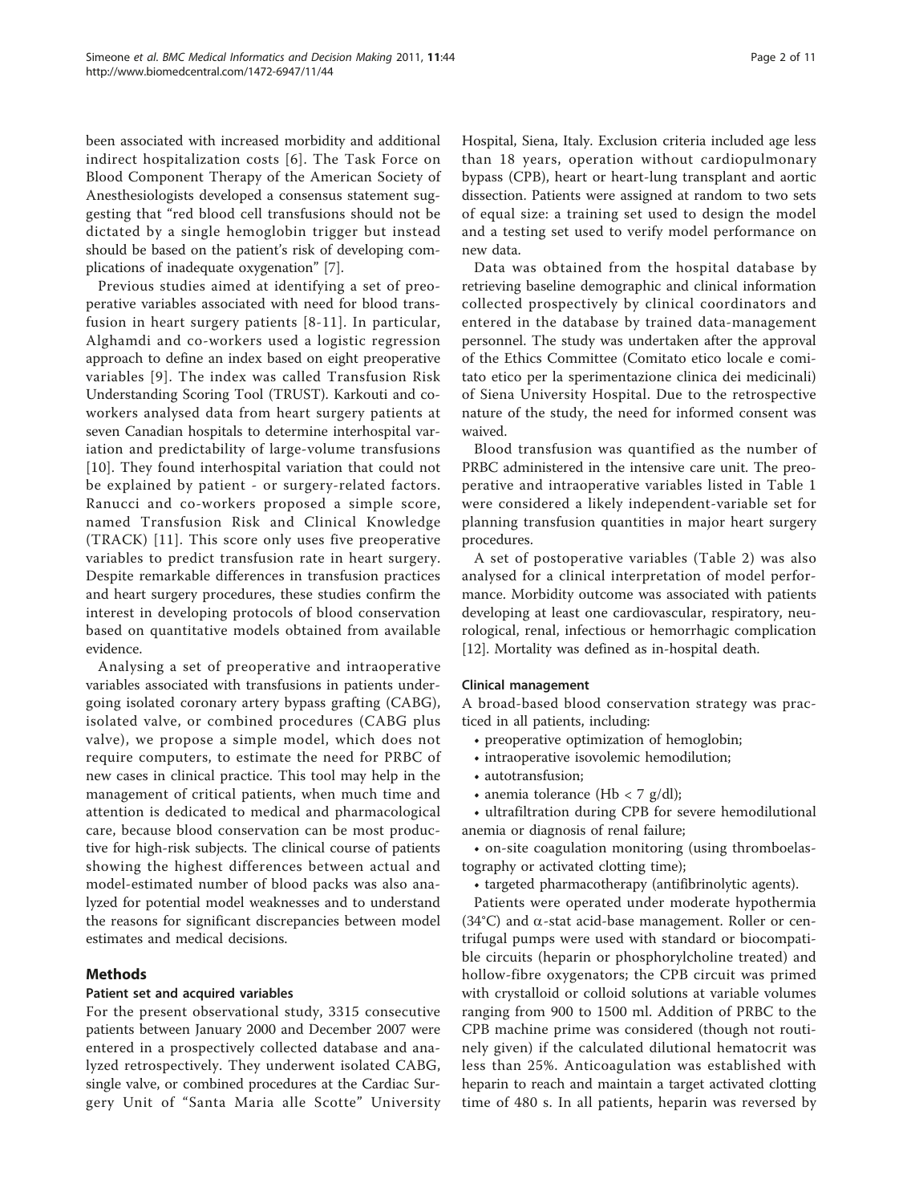been associated with increased morbidity and additional indirect hospitalization costs [6]. The Task Force on Blood Component Therapy of the American Society of Anesthesiologists developed a consensus statement suggesting that "red blood cell transfusions should not be dictated by a single hemoglobin trigger but instead should be based on the patient's risk of developing complications of inadequate oxygenation" [7].

Previous studies aimed at identifying a set of preoperative variables associated with need for blood transfusion in heart surgery patients [8-11]. In particular, Alghamdi and co-workers used a logistic regression approach to define an index based on eight preoperative variables [9]. The index was called Transfusion Risk Understanding Scoring Tool (TRUST). Karkouti and co-workers analysed data from heart surgery patients at seven Canadian hospitals to determine interhospital variation and predictability of large-volume transfusions [10]. They found interhospital variation that could not be explained by patient - or surgery-related factors. Ranucci and co-workers proposed a simple score, named Transfusion Risk and Clinical Knowledge (TRACK) [11]. This score only uses five preoperative variables to predict transfusion rate in heart surgery. Despite remarkable differences in transfusion practices and heart surgery procedures, these studies confirm the interest in developing protocols of blood conservation based on quantitative models obtained from available evidence.

Analysing a set of preoperative and intraoperative variables associated with transfusions in patients undergoing isolated coronary artery bypass grafting (CABG), isolated valve, or combined procedures (CABG plus valve), we propose a simple model, which does not require computers, to estimate the need for PRBC of new cases in clinical practice. This tool may help in the management of critical patients, when much time and attention is dedicated to medical and pharmacological care, because blood conservation can be most productive for high-risk subjects. The clinical course of patients showing the highest differences between actual and model-estimated number of blood packs was also analyzed for potential model weaknesses and to understand the reasons for significant discrepancies between model estimates and medical decisions.

## Methods

### Patient set and acquired variables

For the present observational study, 3315 consecutive patients between January 2000 and December 2007 were entered in a prospectively collected database and analyzed retrospectively. They underwent isolated CABG, single valve, or combined procedures at the Cardiac Surgery Unit of "Santa Maria alle Scotte" University Hospital, Siena, Italy. Exclusion criteria included age less than 18 years, operation without cardiopulmonary bypass (CPB), heart or heart-lung transplant and aortic dissection. Patients were assigned at random to two sets of equal size: a training set used to design the model and a testing set used to verify model performance on new data.

Data was obtained from the hospital database by retrieving baseline demographic and clinical information collected prospectively by clinical coordinators and entered in the database by trained data-management personnel. The study was undertaken after the approval of the Ethics Committee (Comitato etico locale e comitato etico per la sperimentazione clinica dei medicinali) of Siena University Hospital. Due to the retrospective nature of the study, the need for informed consent was waived.

Blood transfusion was quantified as the number of PRBC administered in the intensive care unit. The preoperative and intraoperative variables listed in Table 1 were considered a likely independent-variable set for planning transfusion quantities in major heart surgery procedures.

A set of postoperative variables (Table 2) was also analysed for a clinical interpretation of model performance. Morbidity outcome was associated with patients developing at least one cardiovascular, respiratory, neurological, renal, infectious or hemorrhagic complication [12]. Mortality was defined as in-hospital death.

### Clinical management

A broad-based blood conservation strategy was practiced in all patients, including:

- preoperative optimization of hemoglobin;
- intraoperative isovolemic hemodilution;
- autotransfusion;
- anemia tolerance (Hb < 7 g/dl);
- ultrafiltration during CPB for severe hemodilutional anemia or diagnosis of renal failure;
- on-site coagulation monitoring (using thromboelastography or activated clotting time);
- targeted pharmacotherapy (antifibrinolytic agents).

Patients were operated under moderate hypothermia (34°C) and $\alpha$-stat acid-base management. Roller or centrifugal pumps were used with standard or biocompatible circuits (heparin or phosphorylcholine treated) and hollow-fibre oxygenators; the CPB circuit was primed with crystalloid or colloid solutions at variable volumes ranging from 900 to 1500 ml. Addition of PRBC to the CPB machine prime was considered (though not routinely given) if the calculated dilutional hematocrit was less than 25%. Anticoagulation was established with heparin to reach and maintain a target activated clotting time of 480 s. In all patients, heparin was reversed by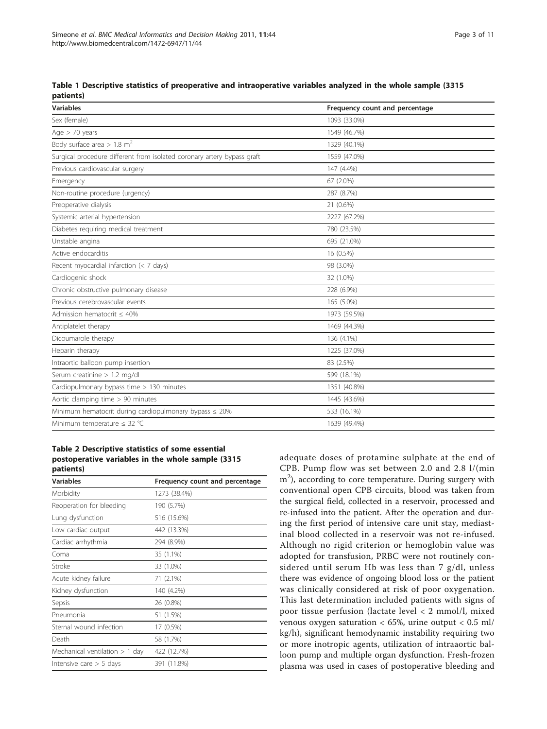**Table 1 Descriptive statistics of preoperative and intraoperative variables analyzed in the whole sample (3315 patients)**

| Variables | Frequency count and percentage |
|---|---|
| Sex (female) | 1093 (33.0%) |
| Age > 70 years | 1549 (46.7%) |
| Body surface area > 1.8 $m^2$ | 1329 (40.1%) |
| Surgical procedure different from isolated coronary artery bypass graft | 1559 (47.0%) |
| Previous cardiovascular surgery | 147 (4.4%) |
| Emergency | 67 (2.0%) |
| Non-routine procedure (urgency) | 287 (8.7%) |
| Preoperative dialysis | 21 (0.6%) |
| Systemic arterial hypertension | 2227 (67.2%) |
| Diabetes requiring medical treatment | 780 (23.5%) |
| Unstable angina | 695 (21.0%) |
| Active endocarditis | 16 (0.5%) |
| Recent myocardial infarction (< 7 days) | 98 (3.0%) |
| Cardiogenic shock | 32 (1.0%) |
| Chronic obstructive pulmonary disease | 228 (6.9%) |
| Previous cerebrovascular events | 165 (5.0%) |
| Admission hematocrit ≤ 40% | 1973 (59.5%) |
| Antiplatelet therapy | 1469 (44.3%) |
| Dicoumarole therapy | 136 (4.1%) |
| Heparin therapy | 1225 (37.0%) |
| Intraortic balloon pump insertion | 83 (2.5%) |
| Serum creatinine > 1.2 mg/dl | 599 (18.1%) |
| Cardiopulmonary bypass time > 130 minutes | 1351 (40.8%) |
| Aortic clamping time > 90 minutes | 1445 (43.6%) |
| Minimum hematocrit during cardiopulmonary bypass ≤ 20% | 533 (16.1%) |
| Minimum temperature ≤ 32 °C | 1639 (49.4%) |

**Table 2 Descriptive statistics of some essential postoperative variables in the whole sample (3315 patients)**

| Variables | Frequency count and percentage |
|---|---|
| Morbidity | 1273 (38.4%) |
| Reoperation for bleeding | 190 (5.7%) |
| Lung dysfunction | 516 (15.6%) |
| Low cardiac output | 442 (13.3%) |
| Cardiac arrhythmia | 294 (8.9%) |
| Coma | 35 (1.1%) |
| Stroke | 33 (1.0%) |
| Acute kidney failure | 71 (2.1%) |
| Kidney dysfunction | 140 (4.2%) |
| Sepsis | 26 (0.8%) |
| Pneumonia | 51 (1.5%) |
| Sternal wound infection | 17 (0.5%) |
| Death | 58 (1.7%) |
| Mechanical ventilation > 1 day | 422 (12.7%) |
| Intensive care > 5 days | 391 (11.8%) |

adequate doses of protamine sulphate at the end of CPB. Pump flow was set between 2.0 and 2.8 l/(min $m^2$), according to core temperature. During surgery with conventional open CPB circuits, blood was taken from the surgical field, collected in a reservoir, processed and re-infused into the patient. After the operation and during the first period of intensive care unit stay, mediastinal blood collected in a reservoir was not re-infused. Although no rigid criterion or hemoglobin value was adopted for transfusion, PRBC were not routinely considered until serum Hb was less than 7 g/dl, unless there was evidence of ongoing blood loss or the patient was clinically considered at risk of poor oxygenation. This last determination included patients with signs of poor tissue perfusion (lactate level < 2 mmol/l, mixed venous oxygen saturation < 65%, urine output < 0.5 ml/kg/h), significant hemodynamic instability requiring two or more inotropic agents, utilization of intraaortic balloon pump and multiple organ dysfunction. Fresh-frozen plasma was used in cases of postoperative bleeding and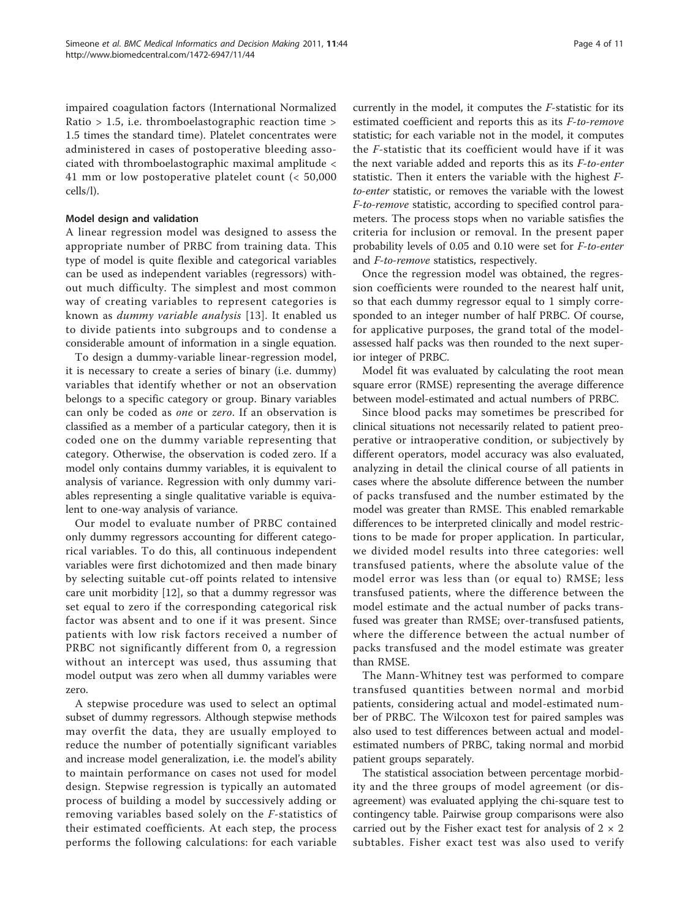impaired coagulation factors (International Normalized Ratio > 1.5, i.e. thromboelastographic reaction time > 1.5 times the standard time). Platelet concentrates were administered in cases of postoperative bleeding associated with thromboelastographic maximal amplitude < 41 mm or low postoperative platelet count (< 50,000 cells/l).

#### Model design and validation

A linear regression model was designed to assess the appropriate number of PRBC from training data. This type of model is quite flexible and categorical variables can be used as independent variables (regressors) without much difficulty. The simplest and most common way of creating variables to represent categories is known as *dummy variable analysis* [13]. It enabled us to divide patients into subgroups and to condense a considerable amount of information in a single equation.

To design a dummy-variable linear-regression model, it is necessary to create a series of binary (i.e. dummy) variables that identify whether or not an observation belongs to a specific category or group. Binary variables can only be coded as *one* or *zero*. If an observation is classified as a member of a particular category, then it is coded one on the dummy variable representing that category. Otherwise, the observation is coded zero. If a model only contains dummy variables, it is equivalent to analysis of variance. Regression with only dummy variables representing a single qualitative variable is equivalent to one-way analysis of variance.

Our model to evaluate number of PRBC contained only dummy regressors accounting for different categorical variables. To do this, all continuous independent variables were first dichotomized and then made binary by selecting suitable cut-off points related to intensive care unit morbidity [12], so that a dummy regressor was set equal to zero if the corresponding categorical risk factor was absent and to one if it was present. Since patients with low risk factors received a number of PRBC not significantly different from 0, a regression without an intercept was used, thus assuming that model output was zero when all dummy variables were zero.

A stepwise procedure was used to select an optimal subset of dummy regressors. Although stepwise methods may overfit the data, they are usually employed to reduce the number of potentially significant variables and increase model generalization, i.e. the model's ability to maintain performance on cases not used for model design. Stepwise regression is typically an automated process of building a model by successively adding or removing variables based solely on the *F*-statistics of their estimated coefficients. At each step, the process performs the following calculations: for each variable currently in the model, it computes the *F*-statistic for its estimated coefficient and reports this as its *F-to-remove* statistic; for each variable not in the model, it computes the *F*-statistic that its coefficient would have if it was the next variable added and reports this as its *F-to-enter* statistic. Then it enters the variable with the highest *F-to-enter* statistic, or removes the variable with the lowest *F-to-remove* statistic, according to specified control parameters. The process stops when no variable satisfies the criteria for inclusion or removal. In the present paper probability levels of 0.05 and 0.10 were set for *F-to-enter* and *F-to-remove* statistics, respectively.

Once the regression model was obtained, the regression coefficients were rounded to the nearest half unit, so that each dummy regressor equal to 1 simply corresponded to an integer number of half PRBC. Of course, for applicative purposes, the grand total of the model-assessed half packs was then rounded to the next superior integer of PRBC.

Model fit was evaluated by calculating the root mean square error (RMSE) representing the average difference between model-estimated and actual numbers of PRBC.

Since blood packs may sometimes be prescribed for clinical situations not necessarily related to patient preoperative or intraoperative condition, or subjectively by different operators, model accuracy was also evaluated, analyzing in detail the clinical course of all patients in cases where the absolute difference between the number of packs transfused and the number estimated by the model was greater than RMSE. This enabled remarkable differences to be interpreted clinically and model restrictions to be made for proper application. In particular, we divided model results into three categories: well transfused patients, where the absolute value of the model error was less than (or equal to) RMSE; less transfused patients, where the difference between the model estimate and the actual number of packs transfused was greater than RMSE; over-transfused patients, where the difference between the actual number of packs transfused and the model estimate was greater than RMSE.

The Mann-Whitney test was performed to compare transfused quantities between normal and morbid patients, considering actual and model-estimated number of PRBC. The Wilcoxon test for paired samples was also used to test differences between actual and model-estimated numbers of PRBC, taking normal and morbid patient groups separately.

The statistical association between percentage morbidity and the three groups of model agreement (or disagreement) was evaluated applying the chi-square test to contingency table. Pairwise group comparisons were also carried out by the Fisher exact test for analysis of 2 × 2 subtables. Fisher exact test was also used to verify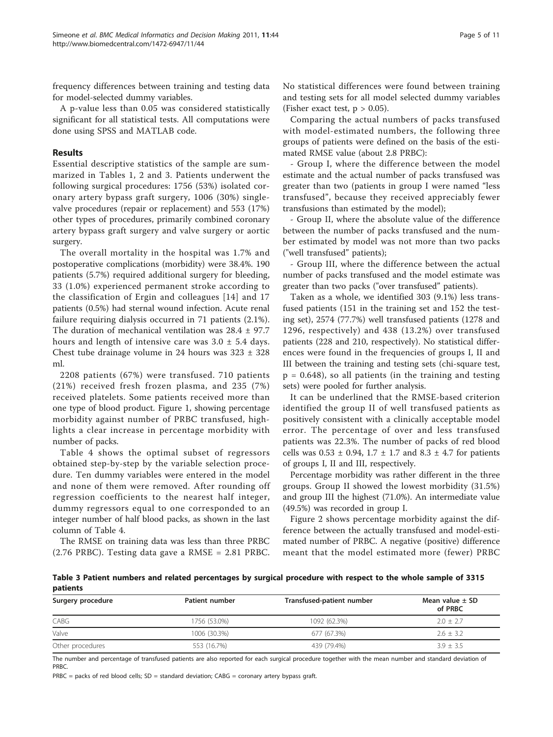frequency differences between training and testing data for model-selected dummy variables.

A p-value less than 0.05 was considered statistically significant for all statistical tests. All computations were done using SPSS and MATLAB code.

## Results

Essential descriptive statistics of the sample are summarized in Tables 1, 2 and 3. Patients underwent the following surgical procedures: 1756 (53%) isolated coronary artery bypass graft surgery, 1006 (30%) single-valve procedures (repair or replacement) and 553 (17%) other types of procedures, primarily combined coronary artery bypass graft surgery and valve surgery or aortic surgery.

The overall mortality in the hospital was 1.7% and postoperative complications (morbidity) were 38.4%. 190 patients (5.7%) required additional surgery for bleeding, 33 (1.0%) experienced permanent stroke according to the classification of Ergin and colleagues [14] and 17 patients (0.5%) had sternal wound infection. Acute renal failure requiring dialysis occurred in 71 patients (2.1%). The duration of mechanical ventilation was 28.4 ± 97.7 hours and length of intensive care was 3.0 ± 5.4 days. Chest tube drainage volume in 24 hours was 323 ± 328 ml.

2208 patients (67%) were transfused. 710 patients (21%) received fresh frozen plasma, and 235 (7%) received platelets. Some patients received more than one type of blood product. Figure 1, showing percentage morbidity against number of PRBC transfused, highlights a clear increase in percentage morbidity with number of packs.

Table 4 shows the optimal subset of regressors obtained step-by-step by the variable selection procedure. Ten dummy variables were entered in the model and none of them were removed. After rounding off regression coefficients to the nearest half integer, dummy regressors equal to one corresponded to an integer number of half blood packs, as shown in the last column of Table 4.

The RMSE on training data was less than three PRBC (2.76 PRBC). Testing data gave a RMSE = 2.81 PRBC. No statistical differences were found between training and testing sets for all model selected dummy variables (Fisher exact test, $p > 0.05$).

Comparing the actual numbers of packs transfused with model-estimated numbers, the following three groups of patients were defined on the basis of the estimated RMSE value (about 2.8 PRBC):

- Group I, where the difference between the model estimate and the actual number of packs transfused was greater than two (patients in group I were named "less transfused", because they received appreciably fewer transfusions than estimated by the model);

- Group II, where the absolute value of the difference between the number of packs transfused and the number estimated by model was not more than two packs ("well transfused" patients);

- Group III, where the difference between the actual number of packs transfused and the model estimate was greater than two packs ("over transfused" patients).

Taken as a whole, we identified 303 (9.1%) less transfused patients (151 in the training set and 152 the testing set), 2574 (77.7%) well transfused patients (1278 and 1296, respectively) and 438 (13.2%) over transfused patients (228 and 210, respectively). No statistical differences were found in the frequencies of groups I, II and III between the training and testing sets (chi-square test, $p = 0.648$), so all patients (in the training and testing sets) were pooled for further analysis.

It can be underlined that the RMSE-based criterion identified the group II of well transfused patients as positively consistent with a clinically acceptable model error. The percentage of over and less transfused patients was 22.3%. The number of packs of red blood cells was 0.53 ± 0.94, 1.7 ± 1.7 and 8.3 ± 4.7 for patients of groups I, II and III, respectively.

Percentage morbidity was rather different in the three groups. Group II showed the lowest morbidity (31.5%) and group III the highest (71.0%). An intermediate value (49.5%) was recorded in group I.

Figure 2 shows percentage morbidity against the difference between the actually transfused and model-estimated number of PRBC. A negative (positive) difference meant that the model estimated more (fewer) PRBC

**Table 3 Patient numbers and related percentages by surgical procedure with respect to the whole sample of 3315 patients**

| Surgery procedure | Patient number | Transfused-patient number | Mean value ± SD of PRBC |
|---|---|---|---|
| CABG | 1756 (53.0%) | 1092 (62.3%) | 2.0 ± 2.7 |
| Valve | 1006 (30.3%) | 677 (67.3%) | 2.6 ± 3.2 |
| Other procedures | 553 (16.7%) | 439 (79.4%) | 3.9 ± 3.5 |

The number and percentage of transfused patients are also reported for each surgical procedure together with the mean number and standard deviation of PRBC.

PRBC = packs of red blood cells; SD = standard deviation; CABG = coronary artery bypass graft.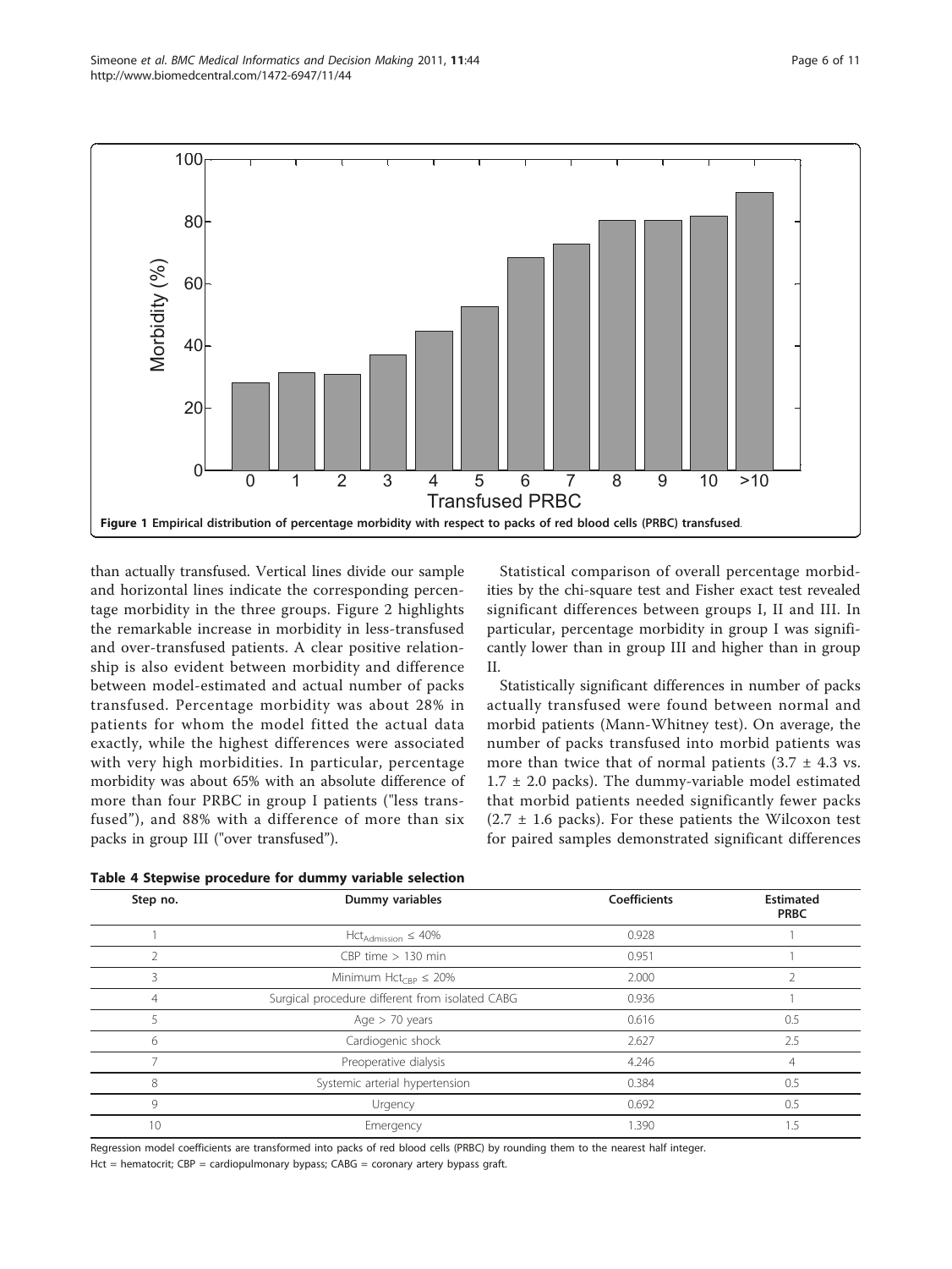Figure 1 Empirical distribution of percentage morbidity with respect to packs of red blood cells (PRBC) transfused.

than actually transfused. Vertical lines divide our sample and horizontal lines indicate the corresponding percentage morbidity in the three groups. Figure 2 highlights the remarkable increase in morbidity in less-transfused and over-transfused patients. A clear positive relationship is also evident between morbidity and difference between model-estimated and actual number of packs transfused. Percentage morbidity was about 28% in patients for whom the model fitted the actual data exactly, while the highest differences were associated with very high morbidities. In particular, percentage morbidity was about 65% with an absolute difference of more than four PRBC in group I patients ("less transfused"), and 88% with a difference of more than six packs in group III ("over transfused").

Statistical comparison of overall percentage morbidities by the chi-square test and Fisher exact test revealed significant differences between groups I, II and III. In particular, percentage morbidity in group I was significantly lower than in group III and higher than in group II.

Statistically significant differences in number of packs actually transfused were found between normal and morbid patients (Mann-Whitney test). On average, the number of packs transfused into morbid patients was more than twice that of normal patients (3.7 ± 4.3 vs. 1.7 ± 2.0 packs). The dummy-variable model estimated that morbid patients needed significantly fewer packs (2.7 ± 1.6 packs). For these patients the Wilcoxon test for paired samples demonstrated significant differences

**Table 4 Stepwise procedure for dummy variable selection**

| Step no. | Dummy variables | Coefficients | Estimated PRBC |
|---|---|---|---|
| 1 | $Hct_{Admission} \leq 40\%$ | 0.928 | 1 |
| 2 | CBP time > 130 min | 0.951 | 1 |
| 3 | Minimum $Hct_{CBP} \leq 20\%$ | 2.000 | 2 |
| 4 | Surgical procedure different from isolated CABG | 0.936 | 1 |
| 5 | Age > 70 years | 0.616 | 0.5 |
| 6 | Cardiogenic shock | 2.627 | 2.5 |
| 7 | Preoperative dialysis | 4.246 | 4 |
| 8 | Systemic arterial hypertension | 0.384 | 0.5 |
| 9 | Urgency | 0.692 | 0.5 |
| 10 | Emergency | 1.390 | 1.5 |

Regression model coefficients are transformed into packs of red blood cells (PRBC) by rounding them to the nearest half integer.

Hct = hematocrit; CBP = cardiopulmonary bypass; CABG = coronary artery bypass graft.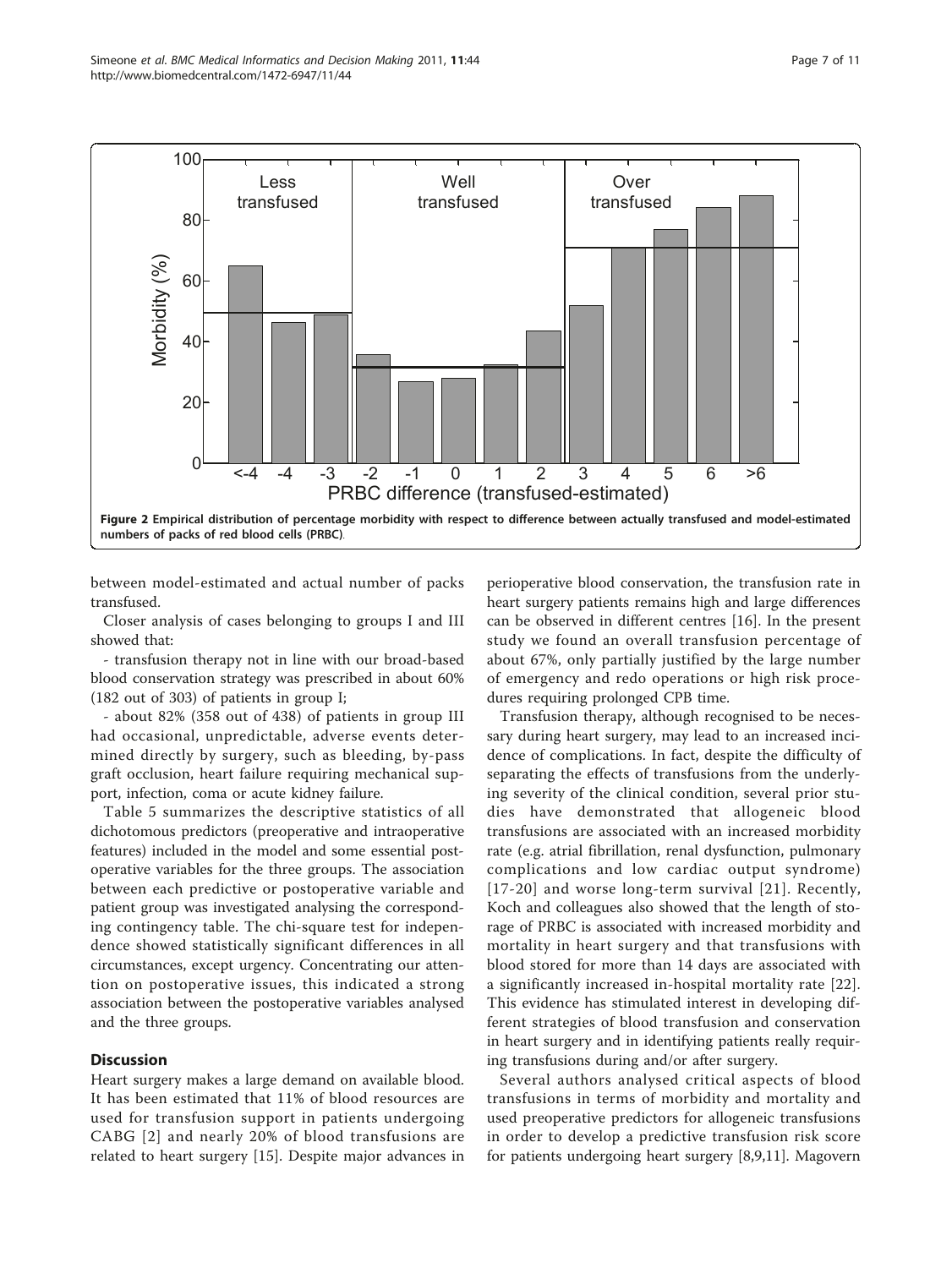Figure 2 Empirical distribution of percentage morbidity with respect to difference between actually transfused and model-estimated numbers of packs of red blood cells (PRBC).

between model-estimated and actual number of packs transfused.

Closer analysis of cases belonging to groups I and III showed that:

- transfusion therapy not in line with our broad-based blood conservation strategy was prescribed in about 60% (182 out of 303) of patients in group I;

- about 82% (358 out of 438) of patients in group III had occasional, unpredictable, adverse events determined directly by surgery, such as bleeding, by-pass graft occlusion, heart failure requiring mechanical support, infection, coma or acute kidney failure.

Table 5 summarizes the descriptive statistics of all dichotomous predictors (preoperative and intraoperative features) included in the model and some essential postoperative variables for the three groups. The association between each predictive or postoperative variable and patient group was investigated analysing the corresponding contingency table. The chi-square test for independence showed statistically significant differences in all circumstances, except urgency. Concentrating our attention on postoperative issues, this indicated a strong association between the postoperative variables analysed and the three groups.

## Discussion

Heart surgery makes a large demand on available blood. It has been estimated that 11% of blood resources are used for transfusion support in patients undergoing CABG [2] and nearly 20% of blood transfusions are related to heart surgery [15]. Despite major advances in perioperative blood conservation, the transfusion rate in heart surgery patients remains high and large differences can be observed in different centres [16]. In the present study we found an overall transfusion percentage of about 67%, only partially justified by the large number of emergency and redo operations or high risk procedures requiring prolonged CPB time.

Transfusion therapy, although recognised to be necessary during heart surgery, may lead to an increased incidence of complications. In fact, despite the difficulty of separating the effects of transfusions from the underlying severity of the clinical condition, several prior studies have demonstrated that allogeneic blood transfusions are associated with an increased morbidity rate (e.g. atrial fibrillation, renal dysfunction, pulmonary complications and low cardiac output syndrome) [17-20] and worse long-term survival [21]. Recently, Koch and colleagues also showed that the length of storage of PRBC is associated with increased morbidity and mortality in heart surgery and that transfusions with blood stored for more than 14 days are associated with a significantly increased in-hospital mortality rate [22]. This evidence has stimulated interest in developing different strategies of blood transfusion and conservation in heart surgery and in identifying patients really requiring transfusions during and/or after surgery.

Several authors analysed critical aspects of blood transfusions in terms of morbidity and mortality and used preoperative predictors for allogeneic transfusions in order to develop a predictive transfusion risk score for patients undergoing heart surgery [8,9,11]. Magovern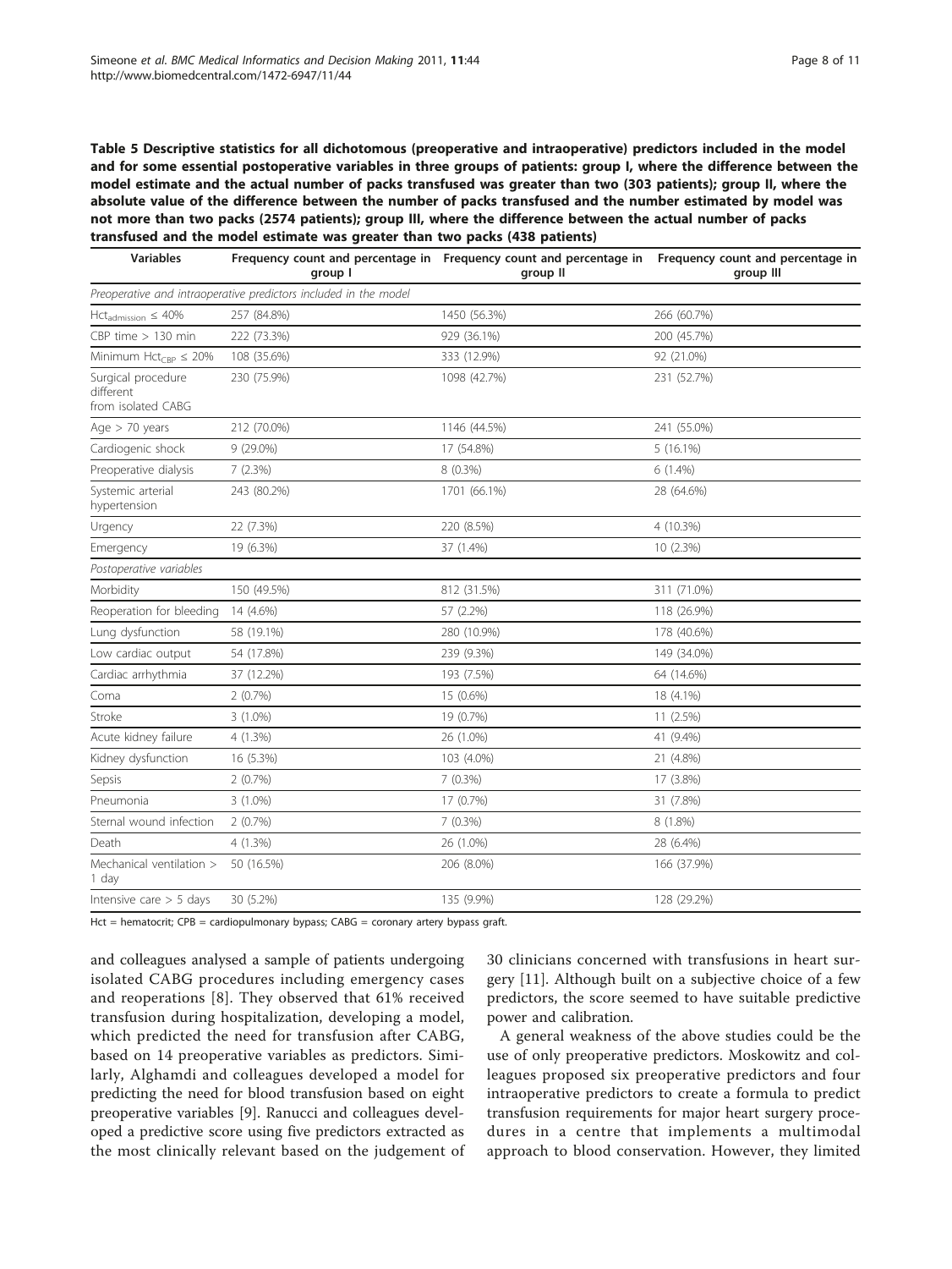**Table 5 Descriptive statistics for all dichotomous (preoperative and intraoperative) predictors included in the model and for some essential postoperative variables in three groups of patients: group I, where the difference between the model estimate and the actual number of packs transfused was greater than two (303 patients); group II, where the absolute value of the difference between the number of packs transfused and the number estimated by model was not more than two packs (2574 patients); group III, where the difference between the actual number of packs transfused and the model estimate was greater than two packs (438 patients)**

| Variables | Frequency count and percentage in group I | Frequency count and percentage in group II | Frequency count and percentage in group III |
|---|---|---|---|
| *Preoperative and intraoperative predictors included in the model* | | | |
| $Hct_{admission} \leq 40\%$ | 257 (84.8%) | 1450 (56.3%) | 266 (60.7%) |
| CBP time > 130 min | 222 (73.3%) | 929 (36.1%) | 200 (45.7%) |
| Minimum $Hct_{CBP} \leq 20\%$ | 108 (35.6%) | 333 (12.9%) | 92 (21.0%) |
| Surgical procedure different from isolated CABG | 230 (75.9%) | 1098 (42.7%) | 231 (52.7%) |
| Age > 70 years | 212 (70.0%) | 1146 (44.5%) | 241 (55.0%) |
| Cardiogenic shock | 9 (29.0%) | 17 (54.8%) | 5 (16.1%) |
| Preoperative dialysis | 7 (2.3%) | 8 (0.3%) | 6 (1.4%) |
| Systemic arterial hypertension | 243 (80.2%) | 1701 (66.1%) | 28 (64.6%) |
| Urgency | 22 (7.3%) | 220 (8.5%) | 4 (10.3%) |
| Emergency | 19 (6.3%) | 37 (1.4%) | 10 (2.3%) |
| *Postoperative variables* | | | |
| Morbidity | 150 (49.5%) | 812 (31.5%) | 311 (71.0%) |
| Reoperation for bleeding | 14 (4.6%) | 57 (2.2%) | 118 (26.9%) |
| Lung dysfunction | 58 (19.1%) | 280 (10.9%) | 178 (40.6%) |
| Low cardiac output | 54 (17.8%) | 239 (9.3%) | 149 (34.0%) |
| Cardiac arrhythmia | 37 (12.2%) | 193 (7.5%) | 64 (14.6%) |
| Coma | 2 (0.7%) | 15 (0.6%) | 18 (4.1%) |
| Stroke | 3 (1.0%) | 19 (0.7%) | 11 (2.5%) |
| Acute kidney failure | 4 (1.3%) | 26 (1.0%) | 41 (9.4%) |
| Kidney dysfunction | 16 (5.3%) | 103 (4.0%) | 21 (4.8%) |
| Sepsis | 2 (0.7%) | 7 (0.3%) | 17 (3.8%) |
| Pneumonia | 3 (1.0%) | 17 (0.7%) | 31 (7.8%) |
| Sternal wound infection | 2 (0.7%) | 7 (0.3%) | 8 (1.8%) |
| Death | 4 (1.3%) | 26 (1.0%) | 28 (6.4%) |
| Mechanical ventilation > 1 day | 50 (16.5%) | 206 (8.0%) | 166 (37.9%) |
| Intensive care > 5 days | 30 (5.2%) | 135 (9.9%) | 128 (29.2%) |

Hct = hematocrit; CPB = cardiopulmonary bypass; CABG = coronary artery bypass graft.

and colleagues analysed a sample of patients undergoing isolated CABG procedures including emergency cases and reoperations [8]. They observed that 61% received transfusion during hospitalization, developing a model, which predicted the need for transfusion after CABG, based on 14 preoperative variables as predictors. Similarly, Alghamdi and colleagues developed a model for predicting the need for blood transfusion based on eight preoperative variables [9]. Ranucci and colleagues developed a predictive score using five predictors extracted as the most clinically relevant based on the judgement of 30 clinicians concerned with transfusions in heart surgery [11]. Although built on a subjective choice of a few predictors, the score seemed to have suitable predictive power and calibration.

A general weakness of the above studies could be the use of only preoperative predictors. Moskowitz and colleagues proposed six preoperative predictors and four intraoperative predictors to create a formula to predict transfusion requirements for major heart surgery procedures in a centre that implements a multimodal approach to blood conservation. However, they limited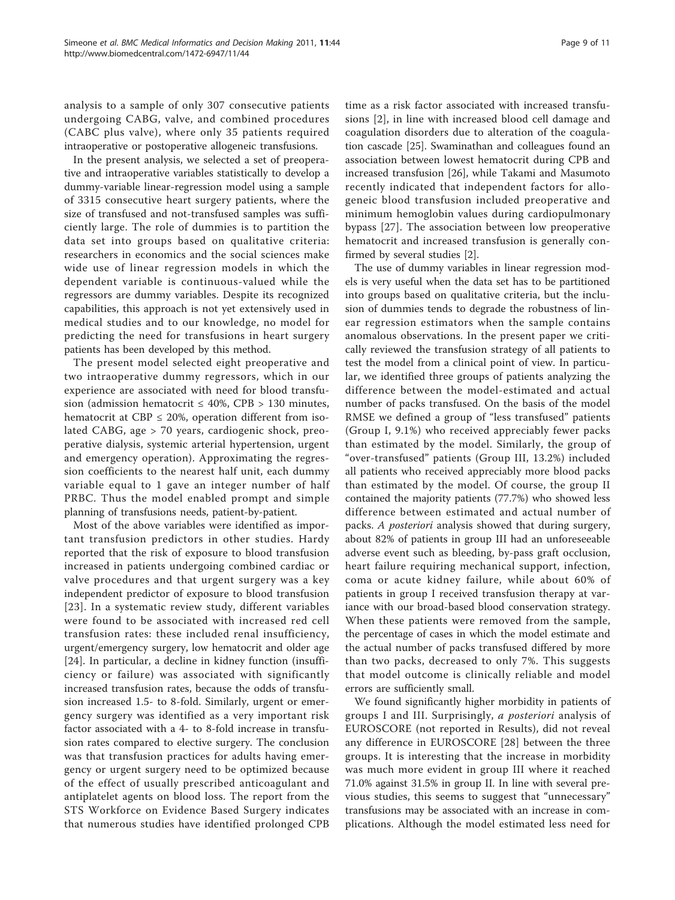analysis to a sample of only 307 consecutive patients undergoing CABG, valve, and combined procedures (CABC plus valve), where only 35 patients required intraoperative or postoperative allogeneic transfusions.

In the present analysis, we selected a set of preoperative and intraoperative variables statistically to develop a dummy-variable linear-regression model using a sample of 3315 consecutive heart surgery patients, where the size of transfused and not-transfused samples was sufficiently large. The role of dummies is to partition the data set into groups based on qualitative criteria: researchers in economics and the social sciences make wide use of linear regression models in which the dependent variable is continuous-valued while the regressors are dummy variables. Despite its recognized capabilities, this approach is not yet extensively used in medical studies and to our knowledge, no model for predicting the need for transfusions in heart surgery patients has been developed by this method.

The present model selected eight preoperative and two intraoperative dummy regressors, which in our experience are associated with need for blood transfusion (admission hematocrit ≤ 40%, CPB > 130 minutes, hematocrit at CBP ≤ 20%, operation different from isolated CABG, age > 70 years, cardiogenic shock, preoperative dialysis, systemic arterial hypertension, urgent and emergency operation). Approximating the regression coefficients to the nearest half unit, each dummy variable equal to 1 gave an integer number of half PRBC. Thus the model enabled prompt and simple planning of transfusions needs, patient-by-patient.

Most of the above variables were identified as important transfusion predictors in other studies. Hardy reported that the risk of exposure to blood transfusion increased in patients undergoing combined cardiac or valve procedures and that urgent surgery was a key independent predictor of exposure to blood transfusion [23]. In a systematic review study, different variables were found to be associated with increased red cell transfusion rates: these included renal insufficiency, urgent/emergency surgery, low hematocrit and older age [24]. In particular, a decline in kidney function (insufficiency or failure) was associated with significantly increased transfusion rates, because the odds of transfusion increased 1.5- to 8-fold. Similarly, urgent or emergency surgery was identified as a very important risk factor associated with a 4- to 8-fold increase in transfusion rates compared to elective surgery. The conclusion was that transfusion practices for adults having emergency or urgent surgery need to be optimized because of the effect of usually prescribed anticoagulant and antiplatelet agents on blood loss. The report from the STS Workforce on Evidence Based Surgery indicates that numerous studies have identified prolonged CPB time as a risk factor associated with increased transfusions [2], in line with increased blood cell damage and coagulation disorders due to alteration of the coagulation cascade [25]. Swaminathan and colleagues found an association between lowest hematocrit during CPB and increased transfusion [26], while Takami and Masumoto recently indicated that independent factors for allogeneic blood transfusion included preoperative and minimum hemoglobin values during cardiopulmonary bypass [27]. The association between low preoperative hematocrit and increased transfusion is generally confirmed by several studies [2].

The use of dummy variables in linear regression models is very useful when the data set has to be partitioned into groups based on qualitative criteria, but the inclusion of dummies tends to degrade the robustness of linear regression estimators when the sample contains anomalous observations. In the present paper we critically reviewed the transfusion strategy of all patients to test the model from a clinical point of view. In particular, we identified three groups of patients analyzing the difference between the model-estimated and actual number of packs transfused. On the basis of the model RMSE we defined a group of "less transfused" patients (Group I, 9.1%) who received appreciably fewer packs than estimated by the model. Similarly, the group of "over-transfused" patients (Group III, 13.2%) included all patients who received appreciably more blood packs than estimated by the model. Of course, the group II contained the majority patients (77.7%) who showed less difference between estimated and actual number of packs. *A posteriori* analysis showed that during surgery, about 82% of patients in group III had an unforeseeable adverse event such as bleeding, by-pass graft occlusion, heart failure requiring mechanical support, infection, coma or acute kidney failure, while about 60% of patients in group I received transfusion therapy at variance with our broad-based blood conservation strategy. When these patients were removed from the sample, the percentage of cases in which the model estimate and the actual number of packs transfused differed by more than two packs, decreased to only 7%. This suggests that model outcome is clinically reliable and model errors are sufficiently small.

We found significantly higher morbidity in patients of groups I and III. Surprisingly, *a posteriori* analysis of EUROSCORE (not reported in Results), did not reveal any difference in EUROSCORE [28] between the three groups. It is interesting that the increase in morbidity was much more evident in group III where it reached 71.0% against 31.5% in group II. In line with several previous studies, this seems to suggest that "unnecessary" transfusions may be associated with an increase in complications. Although the model estimated less need for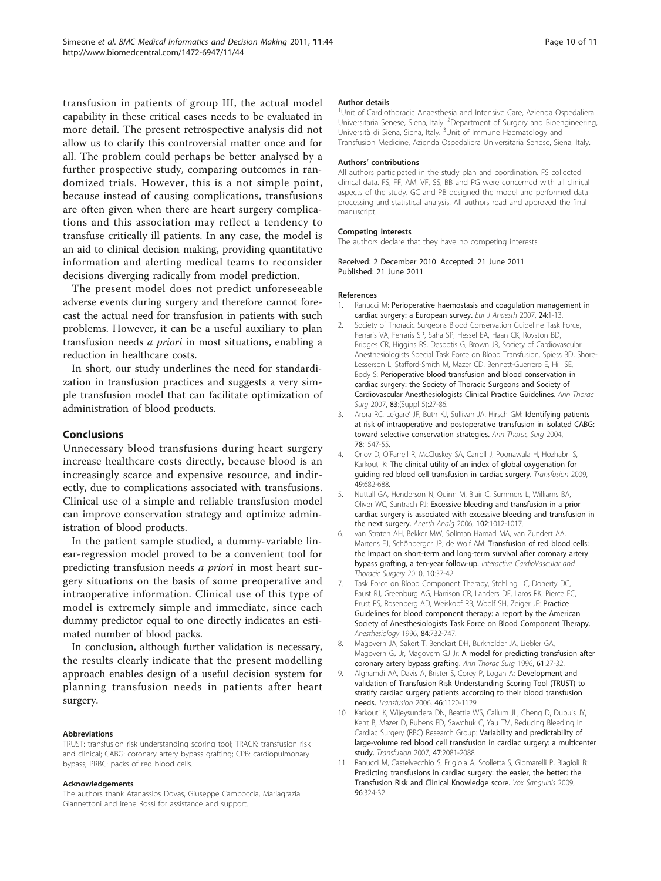transfusion in patients of group III, the actual model capability in these critical cases needs to be evaluated in more detail. The present retrospective analysis did not allow us to clarify this controversial matter once and for all. The problem could perhaps be better analysed by a further prospective study, comparing outcomes in randomized trials. However, this is a not simple point, because instead of causing complications, transfusions are often given when there are heart surgery complications and this association may reflect a tendency to transfuse critically ill patients. In any case, the model is an aid to clinical decision making, providing quantitative information and alerting medical teams to reconsider decisions diverging radically from model prediction.

The present model does not predict unforeseeable adverse events during surgery and therefore cannot forecast the actual need for transfusion in patients with such problems. However, it can be a useful auxiliary to plan transfusion needs *a priori* in most situations, enabling a reduction in healthcare costs.

In short, our study underlines the need for standardization in transfusion practices and suggests a very simple transfusion model that can facilitate optimization of administration of blood products.

## Conclusions

Unnecessary blood transfusions during heart surgery increase healthcare costs directly, because blood is an increasingly scarce and expensive resource, and indirectly, due to complications associated with transfusions. Clinical use of a simple and reliable transfusion model can improve conservation strategy and optimize administration of blood products.

In the patient sample studied, a dummy-variable linear-regression model proved to be a convenient tool for predicting transfusion needs *a priori* in most heart surgery situations on the basis of some preoperative and intraoperative information. Clinical use of this type of model is extremely simple and immediate, since each dummy predictor equal to one directly indicates an estimated number of blood packs.

In conclusion, although further validation is necessary, the results clearly indicate that the present modelling approach enables design of a useful decision system for planning transfusion needs in patients after heart surgery.

#### Abbreviations

TRUST: transfusion risk understanding scoring tool; TRACK: transfusion risk and clinical; CABG: coronary artery bypass grafting; CPB: cardiopulmonary bypass; PRBC: packs of red blood cells.

#### Acknowledgements

The authors thank Atanassios Dovas, Giuseppe Campoccia, Mariagrazia Giannettoni and Irene Rossi for assistance and support.

#### Author details

[1]Unit of Cardiothoracic Anaesthesia and Intensive Care, Azienda Ospedaliera Universitaria Senese, Siena, Italy. [2]Department of Surgery and Bioengineering, Università di Siena, Siena, Italy. [3]Unit of Immune Haematology and Transfusion Medicine, Azienda Ospedaliera Universitaria Senese, Siena, Italy.

#### Authors' contributions

All authors participated in the study plan and coordination. FS collected clinical data. FS, FF, AM, VF, SS, BB and PG were concerned with all clinical aspects of the study. GC and PB designed the model and performed data processing and statistical analysis. All authors read and approved the final manuscript.

#### Competing interests

The authors declare that they have no competing interests.

Received: 2 December 2010 Accepted: 21 June 2011
Published: 21 June 2011

#### References

1. Ranucci M: **Perioperative haemostasis and coagulation management in cardiac surgery: a European survey.** *Eur J Anaesth* 2007, **24**:1-13.
2. Society of Thoracic Surgeons Blood Conservation Guideline Task Force, Ferraris VA, Ferraris SP, Saha SP, Hessel EA, Haan CK, Royston BD, Bridges CR, Higgins RS, Despotis G, Brown JR, Society of Cardiovascular Anesthesiologists Special Task Force on Blood Transfusion, Spiess BD, Shore-Lesserson L, Stafford-Smith M, Mazer CD, Bennett-Guerrero E, Hill SE, Body S: **Perioperative blood transfusion and blood conservation in cardiac surgery: the Society of Thoracic Surgeons and Society of Cardiovascular Anesthesiologists Clinical Practice Guidelines.** *Ann Thorac Surg* 2007, **83**:(Suppl 5):27-86.
3. Arora RC, Le'gare' JF, Buth KJ, Sullivan JA, Hirsch GM: **Identifying patients at risk of intraoperative and postoperative transfusion in isolated CABG: toward selective conservation strategies.** *Ann Thorac Surg* 2004, **78**:1547-55.
4. Orlov D, O'Farrell R, McCluskey SA, Carroll J, Poonawala H, Hozhabri S, Karkouti K: **The clinical utility of an index of global oxygenation for guiding red blood cell transfusion in cardiac surgery.** *Transfusion* 2009, **49**:682-688.
5. Nuttall GA, Henderson N, Quinn M, Blair C, Summers L, Williams BA, Oliver WC, Santrach PJ: **Excessive bleeding and transfusion in a prior cardiac surgery is associated with excessive bleeding and transfusion in the next surgery.** *Anesth Analg* 2006, **102**:1012-1017.
6. van Straten AH, Bekker MW, Soliman Hamad MA, van Zundert AA, Martens EJ, Schönberger JP, de Wolf AM: **Transfusion of red blood cells: the impact on short-term and long-term survival after coronary artery bypass grafting, a ten-year follow-up.** *Interactive CardioVascular and Thoracic Surgery* 2010, **10**:37-42.
7. Task Force on Blood Component Therapy, Stehling LC, Doherty DC, Faust RJ, Greenburg AG, Harrison CR, Landers DF, Laros RK, Pierce EC, Prust RS, Rosenberg AD, Weiskopf RB, Woolf SH, Zeiger JF: **Practice Guidelines for blood component therapy: a report by the American Society of Anesthesiologists Task Force on Blood Component Therapy.** *Anesthesiology* 1996, **84**:732-747.
8. Magovern JA, Sakert T, Benckart DH, Burkholder JA, Liebler GA, Magovern GJ Jr, Magovern GJ Jr: **A model for predicting transfusion after coronary artery bypass grafting.** *Ann Thorac Surg* 1996, **61**:27-32.
9. Alghamdi AA, Davis A, Brister S, Corey P, Logan A: **Development and validation of Transfusion Risk Understanding Scoring Tool (TRUST) to stratify cardiac surgery patients according to their blood transfusion needs.** *Transfusion* 2006, **46**:1120-1129.
10. Karkouti K, Wijeysundera DN, Beattie WS, Callum JL, Cheng D, Dupuis JY, Kent B, Mazer D, Rubens FD, Sawchuk C, Yau TM, Reducing Bleeding in Cardiac Surgery (RBC) Research Group: **Variability and predictability of large-volume red blood cell transfusion in cardiac surgery: a multicenter study.** *Transfusion* 2007, **47**:2081-2088.
11. Ranucci M, Castelvecchio S, Frigiola A, Scolletta S, Giomarelli P, Biagioli B: **Predicting transfusions in cardiac surgery: the easier, the better: the Transfusion Risk and Clinical Knowledge score.** *Vox Sanguinis* 2009, **96**:324-32.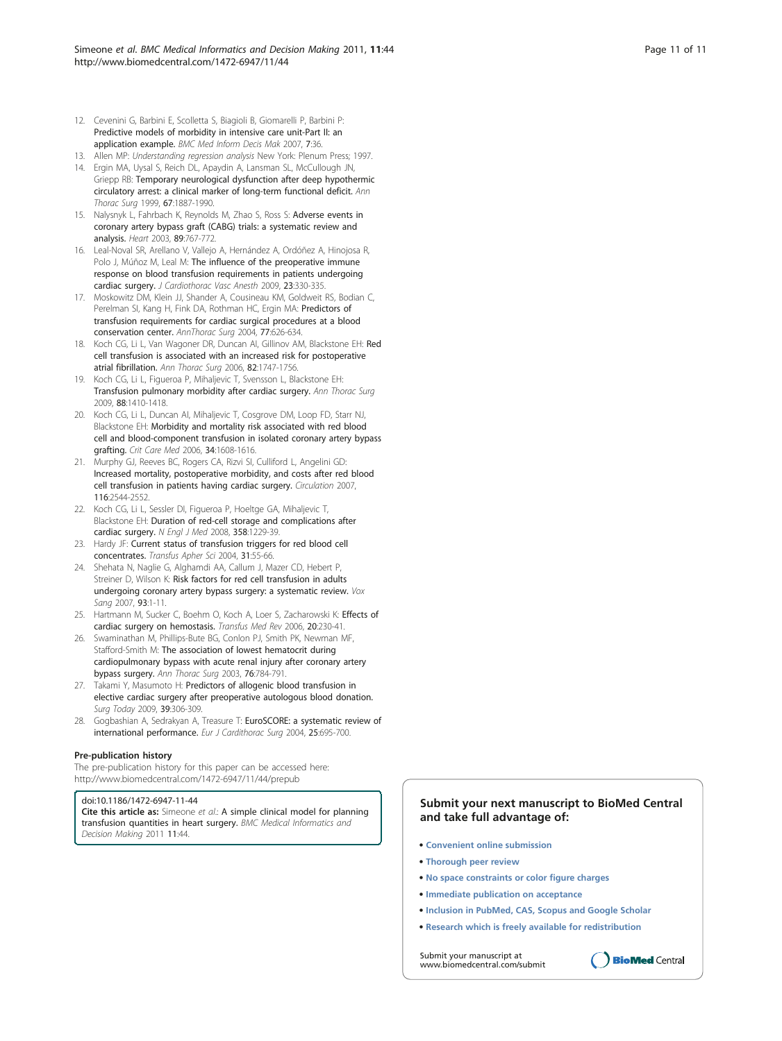12. Cevenini G, Barbini E, Scolletta S, Biagioli B, Giomarelli P, Barbini P: **Predictive models of morbidity in intensive care unit-Part II: an application example.** *BMC Med Inform Decis Mak* 2007, **7**:36.
13. Allen MP: *Understanding regression analysis* New York: Plenum Press; 1997.
14. Ergin MA, Uysal S, Reich DL, Apaydin A, Lansman SL, McCullough JN, Griepp RB: **Temporary neurological dysfunction after deep hypothermic circulatory arrest: a clinical marker of long-term functional deficit.** *Ann Thorac Surg* 1999, **67**:1887-1990.
15. Nalysnyk L, Fahrbach K, Reynolds M, Zhao S, Ross S: **Adverse events in coronary artery bypass graft (CABG) trials: a systematic review and analysis.** *Heart* 2003, **89**:767-772.
16. Leal-Noval SR, Arellano V, Vallejo A, Hernández A, Ordóñez A, Hinojosa R, Polo J, Múñoz M, Leal M: **The influence of the preoperative immune response on blood transfusion requirements in patients undergoing cardiac surgery.** *J Cardiothorac Vasc Anesth* 2009, **23**:330-335.
17. Moskowitz DM, Klein JJ, Shander A, Cousineau KM, Goldweit RS, Bodian C, Perelman SI, Kang H, Fink DA, Rothman HC, Ergin MA: **Predictors of transfusion requirements for cardiac surgical procedures at a blood conservation center.** *AnnThorac Surg* 2004, **77**:626-634.
18. Koch CG, Li L, Van Wagoner DR, Duncan AI, Gillinov AM, Blackstone EH: **Red cell transfusion is associated with an increased risk for postoperative atrial fibrillation.** *Ann Thorac Surg* 2006, **82**:1747-1756.
19. Koch CG, Li L, Figueroa P, Mihaljevic T, Svensson L, Blackstone EH: **Transfusion pulmonary morbidity after cardiac surgery.** *Ann Thorac Surg* 2009, **88**:1410-1418.
20. Koch CG, Li L, Duncan AI, Mihaljevic T, Cosgrove DM, Loop FD, Starr NJ, Blackstone EH: **Morbidity and mortality risk associated with red blood cell and blood-component transfusion in isolated coronary artery bypass grafting.** *Crit Care Med* 2006, **34**:1608-1616.
21. Murphy GJ, Reeves BC, Rogers CA, Rizvi SI, Culliford L, Angelini GD: **Increased mortality, postoperative morbidity, and costs after red blood cell transfusion in patients having cardiac surgery.** *Circulation* 2007, **116**:2544-2552.
22. Koch CG, Li L, Sessler DI, Figueroa P, Hoeltge GA, Mihaljevic T, Blackstone EH: **Duration of red-cell storage and complications after cardiac surgery.** *N Engl J Med* 2008, **358**:1229-39.
23. Hardy JF: **Current status of transfusion triggers for red blood cell concentrates.** *Transfus Apher Sci* 2004, **31**:55-66.
24. Shehata N, Naglie G, Alghamdi AA, Callum J, Mazer CD, Hebert P, Streiner D, Wilson K: **Risk factors for red cell transfusion in adults undergoing coronary artery bypass surgery: a systematic review.** *Vox Sang* 2007, **93**:1-11.
25. Hartmann M, Sucker C, Boehm O, Koch A, Loer S, Zacharowski K: **Effects of cardiac surgery on hemostasis.** *Transfus Med Rev* 2006, **20**:230-41.
26. Swaminathan M, Phillips-Bute BG, Conlon PJ, Smith PK, Newman MF, Stafford-Smith M: **The association of lowest hematocrit during cardiopulmonary bypass with acute renal injury after coronary artery bypass surgery.** *Ann Thorac Surg* 2003, **76**:784-791.
27. Takami Y, Masumoto H: **Predictors of allogenic blood transfusion in elective cardiac surgery after preoperative autologous blood donation.** *Surg Today* 2009, **39**:306-309.
28. Gogbashian A, Sedrakyan A, Treasure T: **EuroSCORE: a systematic review of international performance.** *Eur J Cardithorac Surg* 2004, **25**:695-700.

### Pre-publication history

The pre-publication history for this paper can be accessed here:
http://www.biomedcentral.com/1472-6947/11/44/prepub

doi:10.1186/1472-6947-11-44

**Cite this article as:** Simeone *et al.*: A simple clinical model for planning transfusion quantities in heart surgery. *BMC Medical Informatics and Decision Making* 2011 **11**:44.

**Submit your next manuscript to BioMed Central and take full advantage of:**

- **Convenient online submission**
- **Thorough peer review**
- **No space constraints or color figure charges**
- **Immediate publication on acceptance**
- **Inclusion in PubMed, CAS, Scopus and Google Scholar**
- **Research which is freely available for redistribution**

Submit your manuscript at
www.biomedcentral.com/submit

BioMed Central